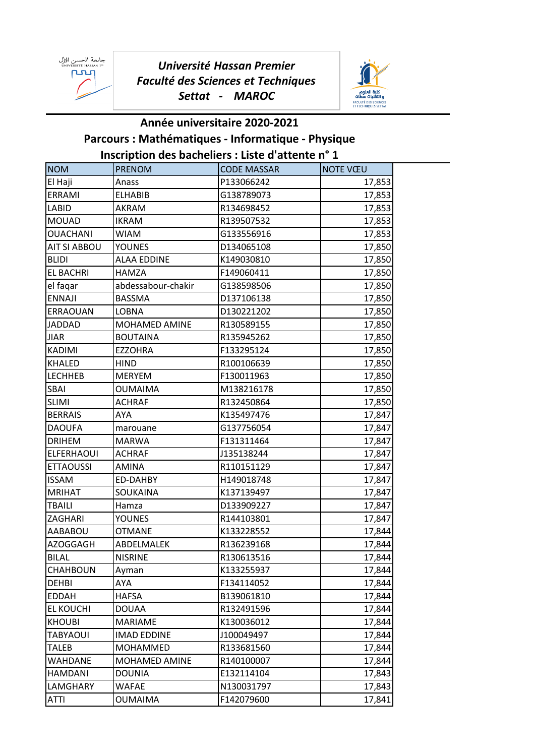**Université Hassan Premier**
**Faculté des Sciences et Techniques**
**Settat - MAROC**

## Année universitaire 2020-2021

## Parcours : Mathématiques - Informatique - Physique

## Inscription des bacheliers : Liste d'attente n° 1

| NOM | PRENOM | CODE MASSAR | NOTE VŒU |
|---|---|---|---|
| El Haji | Anass | P133066242 | 17,853 |
| ERRAMI | ELHABIB | G138789073 | 17,853 |
| LABID | AKRAM | R134698452 | 17,853 |
| MOUAD | IKRAM | R139507532 | 17,853 |
| OUACHANI | WIAM | G133556916 | 17,853 |
| AIT SI ABBOU | YOUNES | D134065108 | 17,850 |
| BLIDI | ALAA EDDINE | K149030810 | 17,850 |
| EL BACHRI | HAMZA | F149060411 | 17,850 |
| el faqar | abdessabour-chakir | G138598506 | 17,850 |
| ENNAJI | BASSMA | D137106138 | 17,850 |
| ERRAOUAN | LOBNA | D130221202 | 17,850 |
| JADDAD | MOHAMED AMINE | R130589155 | 17,850 |
| JIAR | BOUTAINA | R135945262 | 17,850 |
| KADIMI | EZZOHRA | F133295124 | 17,850 |
| KHALED | HIND | R100106639 | 17,850 |
| LECHHEB | MERYEM | F130011963 | 17,850 |
| SBAI | OUMAIMA | M138216178 | 17,850 |
| SLIMI | ACHRAF | R132450864 | 17,850 |
| BERRAIS | AYA | K135497476 | 17,847 |
| DAOUFA | marouane | G137756054 | 17,847 |
| DRIHEM | MARWA | F131311464 | 17,847 |
| ELFERHAOUI | ACHRAF | J135138244 | 17,847 |
| ETTAOUSSI | AMINA | R110151129 | 17,847 |
| ISSAM | ED-DAHBY | H149018748 | 17,847 |
| MRIHAT | SOUKAINA | K137139497 | 17,847 |
| TBAILI | Hamza | D133909227 | 17,847 |
| ZAGHARI | YOUNES | R144103801 | 17,847 |
| AABABOU | OTMANE | K133228552 | 17,844 |
| AZOGGAGH | ABDELMALEK | R136239168 | 17,844 |
| BILAL | NISRINE | R130613516 | 17,844 |
| CHAHBOUN | Ayman | K133255937 | 17,844 |
| DEHBI | AYA | F134114052 | 17,844 |
| EDDAH | HAFSA | B139061810 | 17,844 |
| EL KOUCHI | DOUAA | R132491596 | 17,844 |
| KHOUBI | MARIAME | K130036012 | 17,844 |
| TABYAOUI | IMAD EDDINE | J100049497 | 17,844 |
| TALEB | MOHAMMED | R133681560 | 17,844 |
| WAHDANE | MOHAMED AMINE | R140100007 | 17,844 |
| HAMDANI | DOUNIA | E132114104 | 17,843 |
| LAMGHARY | WAFAE | N130031797 | 17,843 |
| ATTI | OUMAIMA | F142079600 | 17,841 |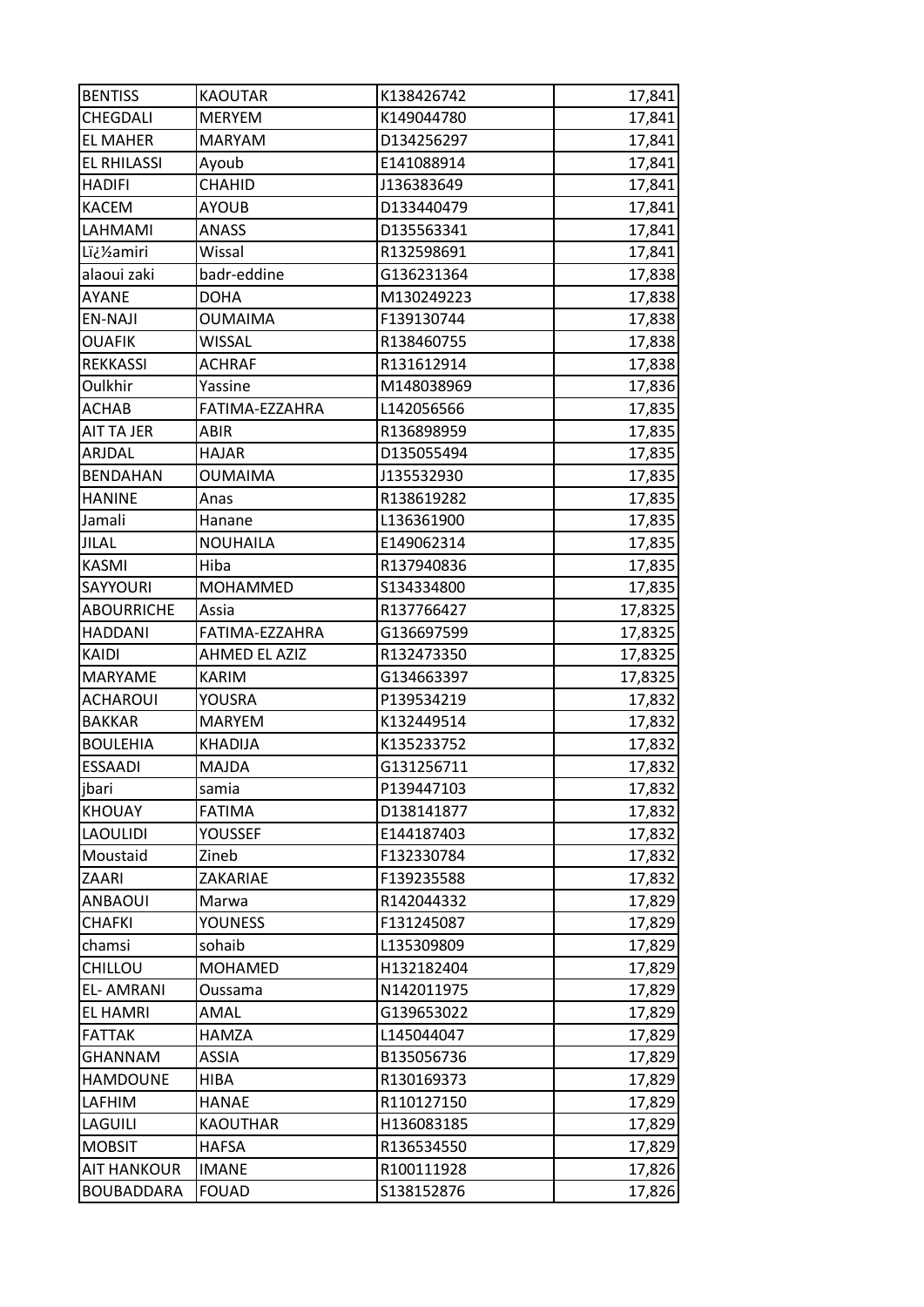| BENTISS | KAOUTAR | K138426742 | 17,841 |
|---|---|---|---|
| CHEGDALI | MERYEM | K149044780 | 17,841 |
| EL MAHER | MARYAM | D134256297 | 17,841 |
| EL RHILASSI | Ayoub | E141088914 | 17,841 |
| HADIFI | CHAHID | J136383649 | 17,841 |
| KACEM | AYOUB | D133440479 | 17,841 |
| LAHMAMI | ANASS | D135563341 | 17,841 |
| Lï¿½amiri | Wissal | R132598691 | 17,841 |
| alaoui zaki | badr-eddine | G136231364 | 17,838 |
| AYANE | DOHA | M130249223 | 17,838 |
| EN-NAJI | OUMAIMA | F139130744 | 17,838 |
| OUAFIK | WISSAL | R138460755 | 17,838 |
| REKKASSI | ACHRAF | R131612914 | 17,838 |
| Oulkhir | Yassine | M148038969 | 17,836 |
| ACHAB | FATIMA-EZZAHRA | L142056566 | 17,835 |
| AIT TA JER | ABIR | R136898959 | 17,835 |
| ARJDAL | HAJAR | D135055494 | 17,835 |
| BENDAHAN | OUMAIMA | J135532930 | 17,835 |
| HANINE | Anas | R138619282 | 17,835 |
| Jamali | Hanane | L136361900 | 17,835 |
| JILAL | NOUHAILA | E149062314 | 17,835 |
| KASMI | Hiba | R137940836 | 17,835 |
| SAYYOURI | MOHAMMED | S134334800 | 17,835 |
| ABOURRICHE | Assia | R137766427 | 17,8325 |
| HADDANI | FATIMA-EZZAHRA | G136697599 | 17,8325 |
| KAIDI | AHMED EL AZIZ | R132473350 | 17,8325 |
| MARYAME | KARIM | G134663397 | 17,8325 |
| ACHAROUI | YOUSRA | P139534219 | 17,832 |
| BAKKAR | MARYEM | K132449514 | 17,832 |
| BOULEHIA | KHADIJA | K135233752 | 17,832 |
| ESSAADI | MAJDA | G131256711 | 17,832 |
| jbari | samia | P139447103 | 17,832 |
| KHOUAY | FATIMA | D138141877 | 17,832 |
| LAOULIDI | YOUSSEF | E144187403 | 17,832 |
| Moustaid | Zineb | F132330784 | 17,832 |
| ZAARI | ZAKARIAE | F139235588 | 17,832 |
| ANBAOUI | Marwa | R142044332 | 17,829 |
| CHAFKI | YOUNESS | F131245087 | 17,829 |
| chamsi | sohaib | L135309809 | 17,829 |
| CHILLOU | MOHAMED | H132182404 | 17,829 |
| EL- AMRANI | Oussama | N142011975 | 17,829 |
| EL HAMRI | AMAL | G139653022 | 17,829 |
| FATTAK | HAMZA | L145044047 | 17,829 |
| GHANNAM | ASSIA | B135056736 | 17,829 |
| HAMDOUNE | HIBA | R130169373 | 17,829 |
| LAFHIM | HANAE | R110127150 | 17,829 |
| LAGUILI | KAOUTHAR | H136083185 | 17,829 |
| MOBSIT | HAFSA | R136534550 | 17,829 |
| AIT HANKOUR | IMANE | R100111928 | 17,826 |
| BOUBADDARA | FOUAD | S138152876 | 17,826 |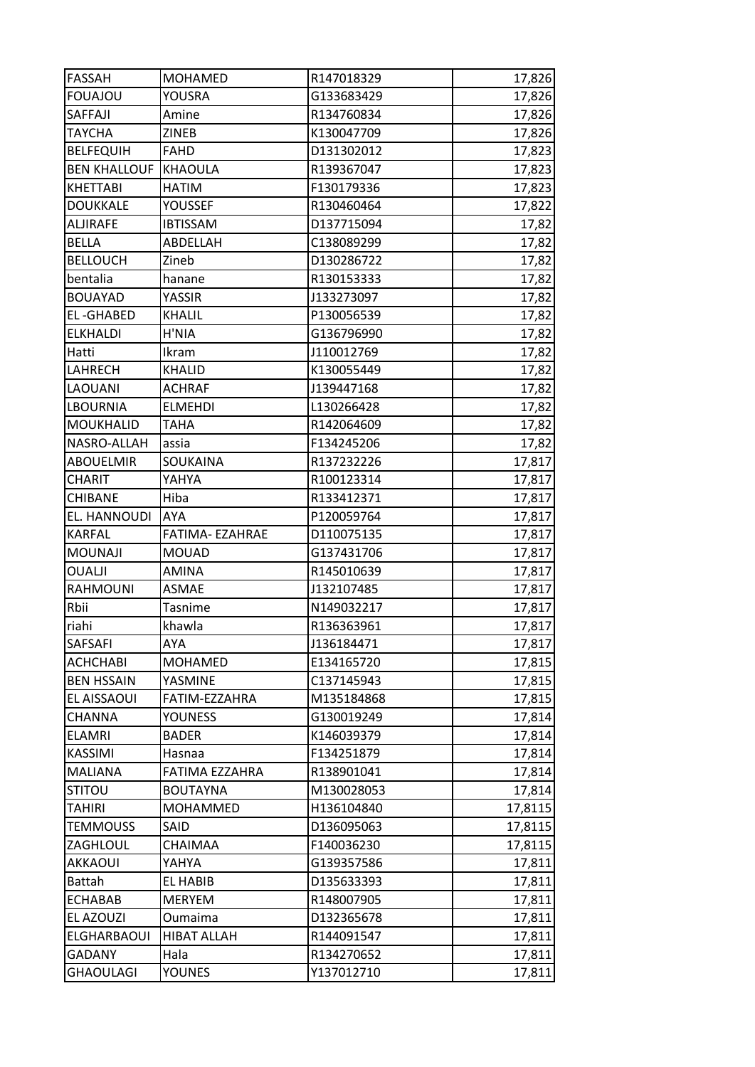| | | | |
|---|---|---|---|
| FASSAH | MOHAMED | R147018329 | 17,826 |
| FOUAJOU | YOUSRA | G133683429 | 17,826 |
| SAFFAJI | Amine | R134760834 | 17,826 |
| TAYCHA | ZINEB | K130047709 | 17,826 |
| BELFEQUIH | FAHD | D131302012 | 17,823 |
| BEN KHALLOUF | KHAOULA | R139367047 | 17,823 |
| KHETTABI | HATIM | F130179336 | 17,823 |
| DOUKKALE | YOUSSEF | R130460464 | 17,822 |
| ALJIRAFE | IBTISSAM | D137715094 | 17,82 |
| BELLA | ABDELLAH | C138089299 | 17,82 |
| BELLOUCH | Zineb | D130286722 | 17,82 |
| bentalia | hanane | R130153333 | 17,82 |
| BOUAYAD | YASSIR | J133273097 | 17,82 |
| EL -GHABED | KHALIL | P130056539 | 17,82 |
| ELKHALDI | H'NIA | G136796990 | 17,82 |
| Hatti | Ikram | J110012769 | 17,82 |
| LAHRECH | KHALID | K130055449 | 17,82 |
| LAOUANI | ACHRAF | J139447168 | 17,82 |
| LBOURNIA | ELMEHDI | L130266428 | 17,82 |
| MOUKHALID | TAHA | R142064609 | 17,82 |
| NASRO-ALLAH | assia | F134245206 | 17,82 |
| ABOUELMIR | SOUKAINA | R137232226 | 17,817 |
| CHARIT | YAHYA | R100123314 | 17,817 |
| CHIBANE | Hiba | R133412371 | 17,817 |
| EL. HANNOUDI | AYA | P120059764 | 17,817 |
| KARFAL | FATIMA- EZAHRAE | D110075135 | 17,817 |
| MOUNAJI | MOUAD | G137431706 | 17,817 |
| OUALJI | AMINA | R145010639 | 17,817 |
| RAHMOUNI | ASMAE | J132107485 | 17,817 |
| Rbii | Tasnime | N149032217 | 17,817 |
| riahi | khawla | R136363961 | 17,817 |
| SAFSAFI | AYA | J136184471 | 17,817 |
| ACHCHABI | MOHAMED | E134165720 | 17,815 |
| BEN HSSAIN | YASMINE | C137145943 | 17,815 |
| EL AISSAOUI | FATIM-EZZAHRA | M135184868 | 17,815 |
| CHANNA | YOUNESS | G130019249 | 17,814 |
| ELAMRI | BADER | K146039379 | 17,814 |
| KASSIMI | Hasnaa | F134251879 | 17,814 |
| MALIANA | FATIMA EZZAHRA | R138901041 | 17,814 |
| STITOU | BOUTAYNA | M130028053 | 17,814 |
| TAHIRI | MOHAMMED | H136104840 | 17,8115 |
| TEMMOUSS | SAID | D136095063 | 17,8115 |
| ZAGHLOUL | CHAIMAA | F140036230 | 17,8115 |
| AKKAOUI | YAHYA | G139357586 | 17,811 |
| Battah | EL HABIB | D135633393 | 17,811 |
| ECHABAB | MERYEM | R148007905 | 17,811 |
| EL AZOUZI | Oumaima | D132365678 | 17,811 |
| ELGHARBAOUI | HIBAT ALLAH | R144091547 | 17,811 |
| GADANY | Hala | R134270652 | 17,811 |
| GHAOULAGI | YOUNES | Y137012710 | 17,811 |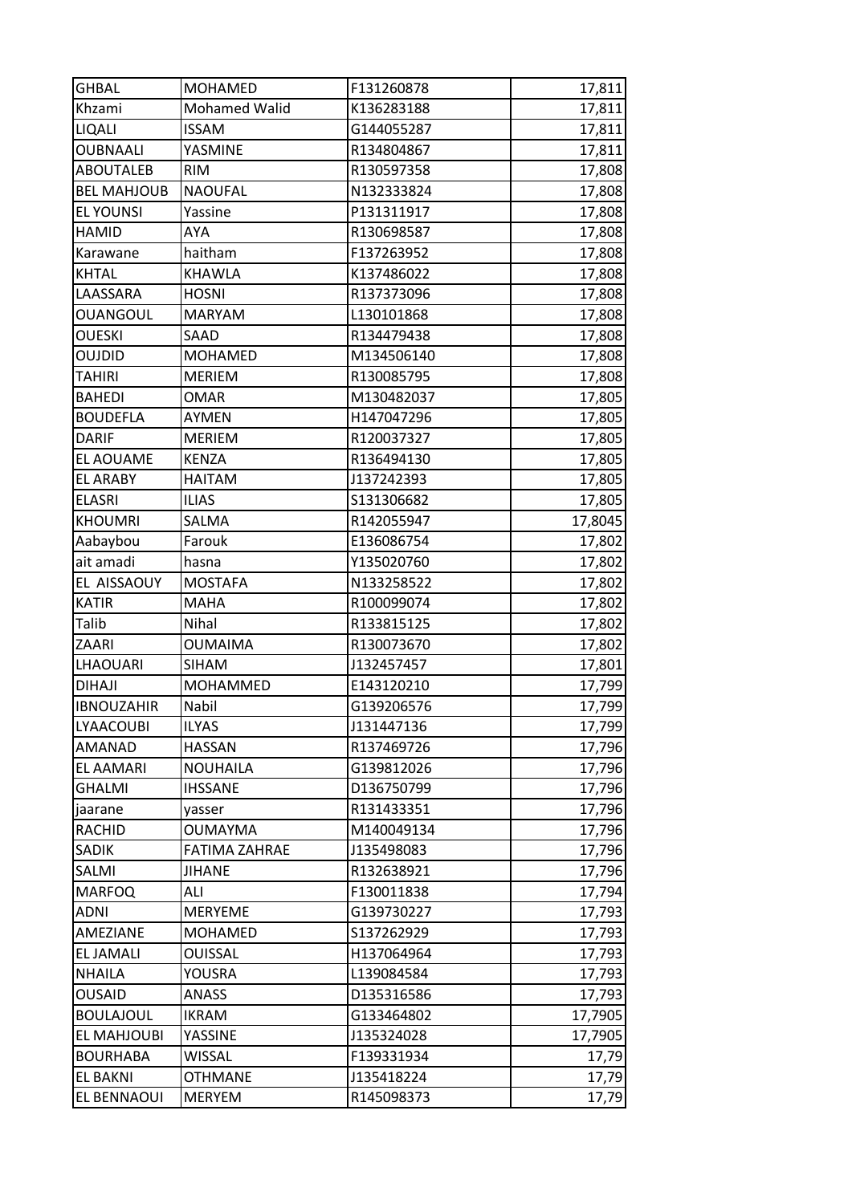| GHBAL | MOHAMED | F131260878 | 17,811 |
|---|---|---|---|
| Khzami | Mohamed Walid | K136283188 | 17,811 |
| LIQALI | ISSAM | G144055287 | 17,811 |
| OUBNAALI | YASMINE | R134804867 | 17,811 |
| ABOUTALEB | RIM | R130597358 | 17,808 |
| BEL MAHJOUB | NAOUFAL | N132333824 | 17,808 |
| EL YOUNSI | Yassine | P131311917 | 17,808 |
| HAMID | AYA | R130698587 | 17,808 |
| Karawane | haitham | F137263952 | 17,808 |
| KHTAL | KHAWLA | K137486022 | 17,808 |
| LAASSARA | HOSNI | R137373096 | 17,808 |
| OUANGOUL | MARYAM | L130101868 | 17,808 |
| OUESKI | SAAD | R134479438 | 17,808 |
| OUJDID | MOHAMED | M134506140 | 17,808 |
| TAHIRI | MERIEM | R130085795 | 17,808 |
| BAHEDI | OMAR | M130482037 | 17,805 |
| BOUDEFLA | AYMEN | H147047296 | 17,805 |
| DARIF | MERIEM | R120037327 | 17,805 |
| EL AOUAME | KENZA | R136494130 | 17,805 |
| EL ARABY | HAITAM | J137242393 | 17,805 |
| ELASRI | ILIAS | S131306682 | 17,805 |
| KHOUMRI | SALMA | R142055947 | 17,8045 |
| Aabaybou | Farouk | E136086754 | 17,802 |
| ait amadi | hasna | Y135020760 | 17,802 |
| EL AISSAOUY | MOSTAFA | N133258522 | 17,802 |
| KATIR | MAHA | R100099074 | 17,802 |
| Talib | Nihal | R133815125 | 17,802 |
| ZAARI | OUMAIMA | R130073670 | 17,802 |
| LHAOUARI | SIHAM | J132457457 | 17,801 |
| DIHAJI | MOHAMMED | E143120210 | 17,799 |
| IBNOUZAHIR | Nabil | G139206576 | 17,799 |
| LYAACOUBI | ILYAS | J131447136 | 17,799 |
| AMANAD | HASSAN | R137469726 | 17,796 |
| EL AAMARI | NOUHAILA | G139812026 | 17,796 |
| GHALMI | IHSSANE | D136750799 | 17,796 |
| jaarane | yasser | R131433351 | 17,796 |
| RACHID | OUMAYMA | M140049134 | 17,796 |
| SADIK | FATIMA ZAHRAE | J135498083 | 17,796 |
| SALMI | JIHANE | R132638921 | 17,796 |
| MARFOQ | ALI | F130011838 | 17,794 |
| ADNI | MERYEME | G139730227 | 17,793 |
| AMEZIANE | MOHAMED | S137262929 | 17,793 |
| EL JAMALI | OUISSAL | H137064964 | 17,793 |
| NHAILA | YOUSRA | L139084584 | 17,793 |
| OUSAID | ANASS | D135316586 | 17,793 |
| BOULAJOUL | IKRAM | G133464802 | 17,7905 |
| EL MAHJOUBI | YASSINE | J135324028 | 17,7905 |
| BOURHABA | WISSAL | F139331934 | 17,79 |
| EL BAKNI | OTHMANE | J135418224 | 17,79 |
| EL BENNAOUI | MERYEM | R145098373 | 17,79 |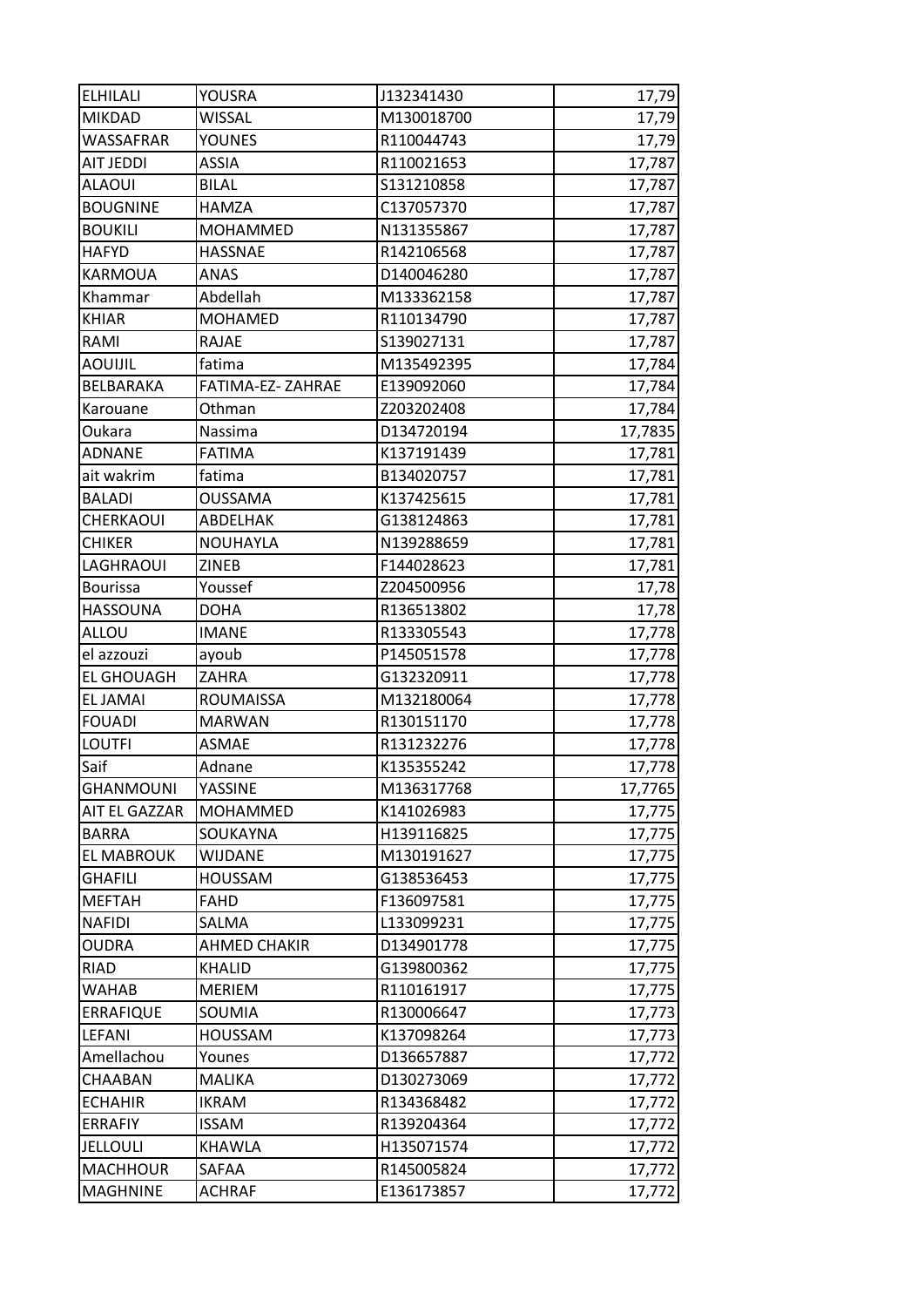| ELHILALI | YOUSRA | J132341430 | 17,79 |
|---|---|---|---|
| MIKDAD | WISSAL | M130018700 | 17,79 |
| WASSAFRAR | YOUNES | R110044743 | 17,79 |
| AIT JEDDI | ASSIA | R110021653 | 17,787 |
| ALAOUI | BILAL | S131210858 | 17,787 |
| BOUGNINE | HAMZA | C137057370 | 17,787 |
| BOUKILI | MOHAMMED | N131355867 | 17,787 |
| HAFYD | HASSNAE | R142106568 | 17,787 |
| KARMOUA | ANAS | D140046280 | 17,787 |
| Khammar | Abdellah | M133362158 | 17,787 |
| KHIAR | MOHAMED | R110134790 | 17,787 |
| RAMI | RAJAE | S139027131 | 17,787 |
| AOUIJIL | fatima | M135492395 | 17,784 |
| BELBARAKA | FATIMA-EZ- ZAHRAE | E139092060 | 17,784 |
| Karouane | Othman | Z203202408 | 17,784 |
| Oukara | Nassima | D134720194 | 17,7835 |
| ADNANE | FATIMA | K137191439 | 17,781 |
| ait wakrim | fatima | B134020757 | 17,781 |
| BALADI | OUSSAMA | K137425615 | 17,781 |
| CHERKAOUI | ABDELHAK | G138124863 | 17,781 |
| CHIKER | NOUHAYLA | N139288659 | 17,781 |
| LAGHRAOUI | ZINEB | F144028623 | 17,781 |
| Bourissa | Youssef | Z204500956 | 17,78 |
| HASSOUNA | DOHA | R136513802 | 17,78 |
| ALLOU | IMANE | R133305543 | 17,778 |
| el azzouzi | ayoub | P145051578 | 17,778 |
| EL GHOUAGH | ZAHRA | G132320911 | 17,778 |
| EL JAMAI | ROUMAISSA | M132180064 | 17,778 |
| FOUADI | MARWAN | R130151170 | 17,778 |
| LOUTFI | ASMAE | R131232276 | 17,778 |
| Saif | Adnane | K135355242 | 17,778 |
| GHANMOUNI | YASSINE | M136317768 | 17,7765 |
| AIT EL GAZZAR | MOHAMMED | K141026983 | 17,775 |
| BARRA | SOUKAYNA | H139116825 | 17,775 |
| EL MABROUK | WIJDANE | M130191627 | 17,775 |
| GHAFILI | HOUSSAM | G138536453 | 17,775 |
| MEFTAH | FAHD | F136097581 | 17,775 |
| NAFIDI | SALMA | L133099231 | 17,775 |
| OUDRA | AHMED CHAKIR | D134901778 | 17,775 |
| RIAD | KHALID | G139800362 | 17,775 |
| WAHAB | MERIEM | R110161917 | 17,775 |
| ERRAFIQUE | SOUMIA | R130006647 | 17,773 |
| LEFANI | HOUSSAM | K137098264 | 17,773 |
| Amellachou | Younes | D136657887 | 17,772 |
| CHAABAN | MALIKA | D130273069 | 17,772 |
| ECHAHIR | IKRAM | R134368482 | 17,772 |
| ERRAFIY | ISSAM | R139204364 | 17,772 |
| JELLOULI | KHAWLA | H135071574 | 17,772 |
| MACHHOUR | SAFAA | R145005824 | 17,772 |
| MAGHNINE | ACHRAF | E136173857 | 17,772 |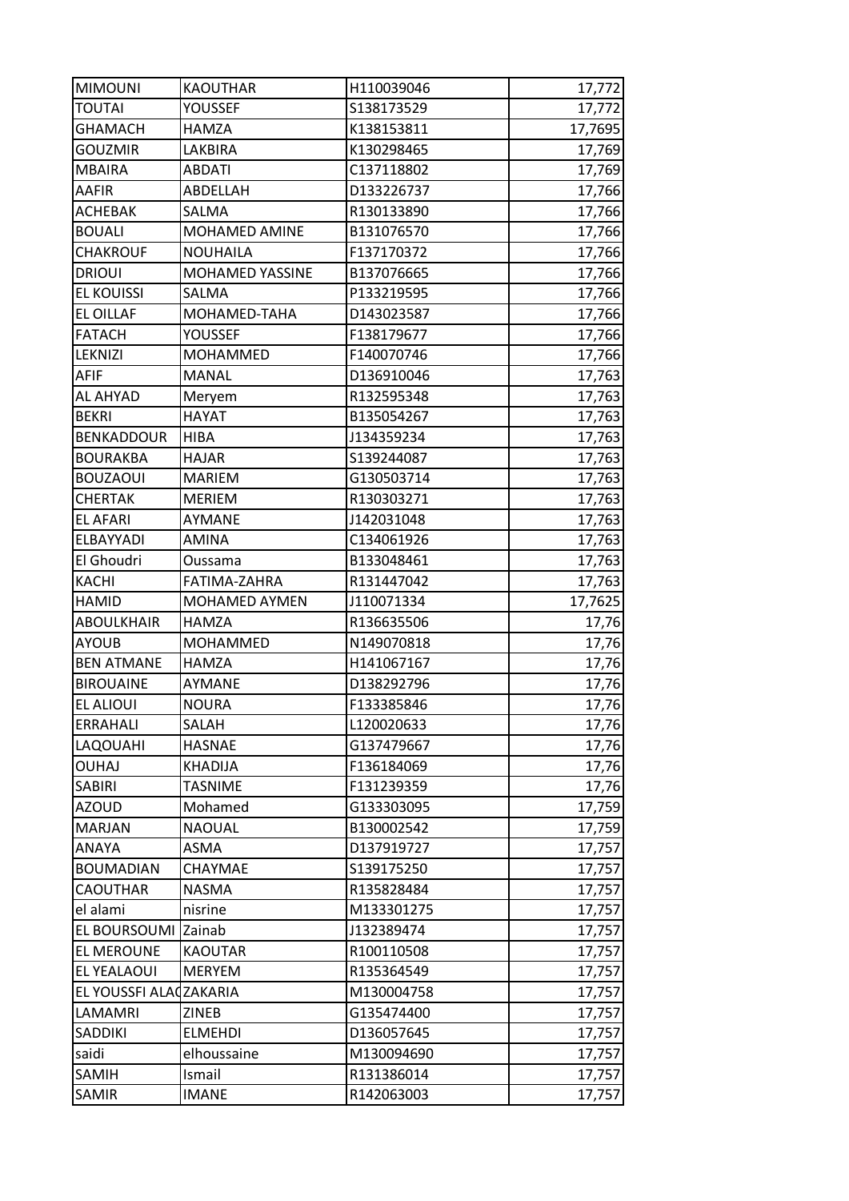| MIMOUNI | KAOUTHAR | H110039046 | 17,772 |
|---|---|---|---|
| TOUTAI | YOUSSEF | S138173529 | 17,772 |
| GHAMACH | HAMZA | K138153811 | 17,7695 |
| GOUZMIR | LAKBIRA | K130298465 | 17,769 |
| MBAIRA | ABDATI | C137118802 | 17,769 |
| AAFIR | ABDELLAH | D133226737 | 17,766 |
| ACHEBAK | SALMA | R130133890 | 17,766 |
| BOUALI | MOHAMED AMINE | B131076570 | 17,766 |
| CHAKROUF | NOUHAILA | F137170372 | 17,766 |
| DRIOUI | MOHAMED YASSINE | B137076665 | 17,766 |
| EL KOUISSI | SALMA | P133219595 | 17,766 |
| EL OILLAF | MOHAMED-TAHA | D143023587 | 17,766 |
| FATACH | YOUSSEF | F138179677 | 17,766 |
| LEKNIZI | MOHAMMED | F140070746 | 17,766 |
| AFIF | MANAL | D136910046 | 17,763 |
| AL AHYAD | Meryem | R132595348 | 17,763 |
| BEKRI | HAYAT | B135054267 | 17,763 |
| BENKADDOUR | HIBA | J134359234 | 17,763 |
| BOURAKBA | HAJAR | S139244087 | 17,763 |
| BOUZAOUI | MARIEM | G130503714 | 17,763 |
| CHERTAK | MERIEM | R130303271 | 17,763 |
| EL AFARI | AYMANE | J142031048 | 17,763 |
| ELBAYYADI | AMINA | C134061926 | 17,763 |
| El Ghoudri | Oussama | B133048461 | 17,763 |
| KACHI | FATIMA-ZAHRA | R131447042 | 17,763 |
| HAMID | MOHAMED AYMEN | J110071334 | 17,7625 |
| ABOULKHAIR | HAMZA | R136635506 | 17,76 |
| AYOUB | MOHAMMED | N149070818 | 17,76 |
| BEN ATMANE | HAMZA | H141067167 | 17,76 |
| BIROUAINE | AYMANE | D138292796 | 17,76 |
| EL ALIOUI | NOURA | F133385846 | 17,76 |
| ERRAHALI | SALAH | L120020633 | 17,76 |
| LAQOUAHI | HASNAE | G137479667 | 17,76 |
| OUHAJ | KHADIJA | F136184069 | 17,76 |
| SABIRI | TASNIME | F131239359 | 17,76 |
| AZOUD | Mohamed | G133303095 | 17,759 |
| MARJAN | NAOUAL | B130002542 | 17,759 |
| ANAYA | ASMA | D137919727 | 17,757 |
| BOUMADIAN | CHAYMAE | S139175250 | 17,757 |
| CAOUTHAR | NASMA | R135828484 | 17,757 |
| el alami | nisrine | M133301275 | 17,757 |
| EL BOURSOUMI | Zainab | J132389474 | 17,757 |
| EL MEROUNE | KAOUTAR | R100110508 | 17,757 |
| EL YEALAOUI | MERYEM | R135364549 | 17,757 |
| EL YOUSSFI ALAO | ZAKARIA | M130004758 | 17,757 |
| LAMAMRI | ZINEB | G135474400 | 17,757 |
| SADDIKI | ELMEHDI | D136057645 | 17,757 |
| saidi | elhoussaine | M130094690 | 17,757 |
| SAMIH | Ismail | R131386014 | 17,757 |
| SAMIR | IMANE | R142063003 | 17,757 |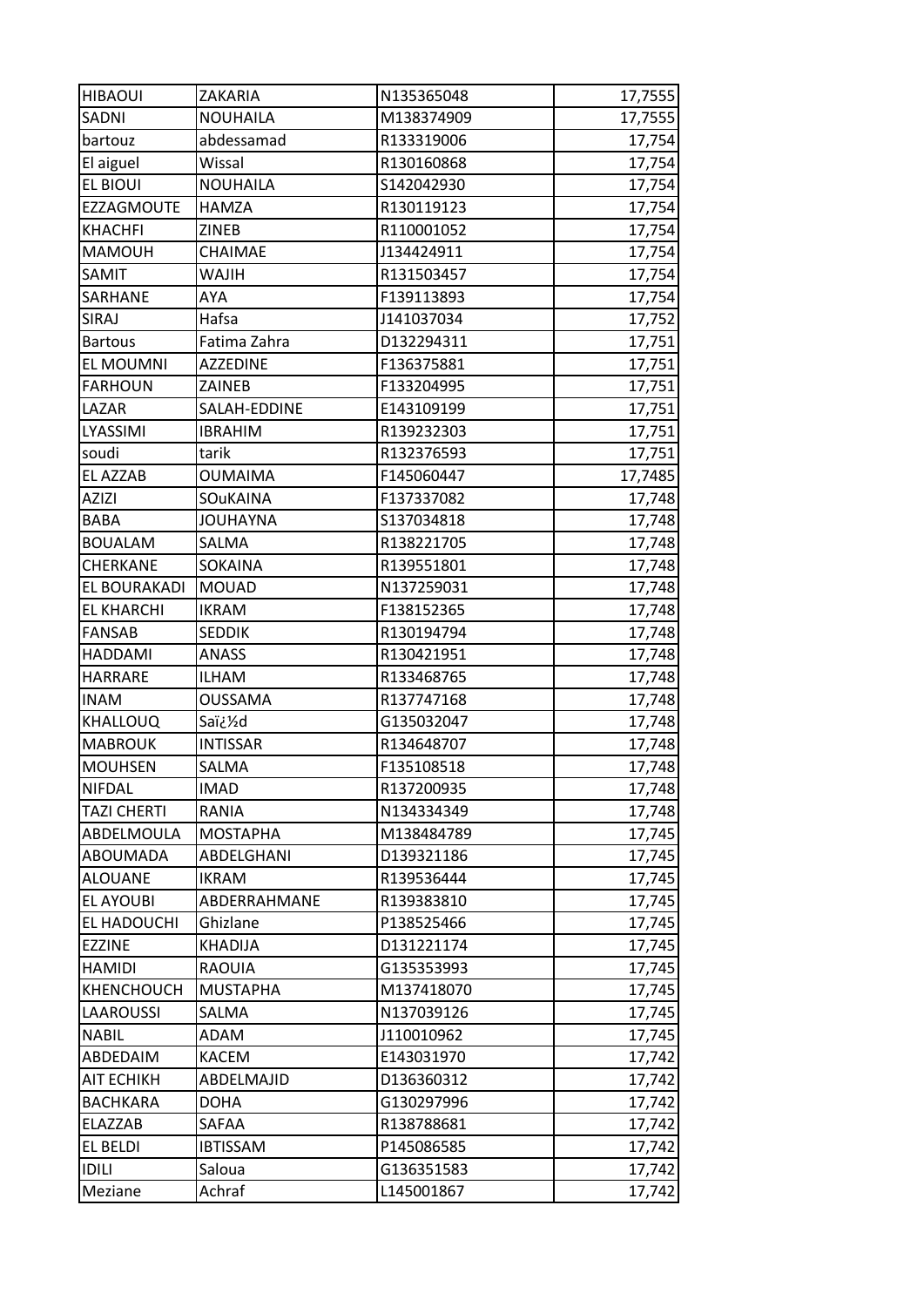| HIBAOUI | ZAKARIA | N135365048 | 17,7555 |
|---|---|---|---|
| SADNI | NOUHAILA | M138374909 | 17,7555 |
| bartouz | abdessamad | R133319006 | 17,754 |
| El aiguel | Wissal | R130160868 | 17,754 |
| EL BIOUI | NOUHAILA | S142042930 | 17,754 |
| EZZAGMOUTE | HAMZA | R130119123 | 17,754 |
| KHACHFI | ZINEB | R110001052 | 17,754 |
| MAMOUH | CHAIMAE | J134424911 | 17,754 |
| SAMIT | WAJIH | R131503457 | 17,754 |
| SARHANE | AYA | F139113893 | 17,754 |
| SIRAJ | Hafsa | J141037034 | 17,752 |
| Bartous | Fatima Zahra | D132294311 | 17,751 |
| EL MOUMNI | AZZEDINE | F136375881 | 17,751 |
| FARHOUN | ZAINEB | F133204995 | 17,751 |
| LAZAR | SALAH-EDDINE | E143109199 | 17,751 |
| LYASSIMI | IBRAHIM | R139232303 | 17,751 |
| soudi | tarik | R132376593 | 17,751 |
| EL AZZAB | OUMAIMA | F145060447 | 17,7485 |
| AZIZI | SOuKAINA | F137337082 | 17,748 |
| BABA | JOUHAYNA | S137034818 | 17,748 |
| BOUALAM | SALMA | R138221705 | 17,748 |
| CHERKANE | SOKAINA | R139551801 | 17,748 |
| EL BOURAKADI | MOUAD | N137259031 | 17,748 |
| EL KHARCHI | IKRAM | F138152365 | 17,748 |
| FANSAB | SEDDIK | R130194794 | 17,748 |
| HADDAMI | ANASS | R130421951 | 17,748 |
| HARRARE | ILHAM | R133468765 | 17,748 |
| INAM | OUSSAMA | R137747168 | 17,748 |
| KHALLOUQ | Saï¿½d | G135032047 | 17,748 |
| MABROUK | INTISSAR | R134648707 | 17,748 |
| MOUHSEN | SALMA | F135108518 | 17,748 |
| NIFDAL | IMAD | R137200935 | 17,748 |
| TAZI CHERTI | RANIA | N134334349 | 17,748 |
| ABDELMOULA | MOSTAPHA | M138484789 | 17,745 |
| ABOUMADA | ABDELGHANI | D139321186 | 17,745 |
| ALOUANE | IKRAM | R139536444 | 17,745 |
| EL AYOUBI | ABDERRAHMANE | R139383810 | 17,745 |
| EL HADOUCHI | Ghizlane | P138525466 | 17,745 |
| EZZINE | KHADIJA | D131221174 | 17,745 |
| HAMIDI | RAOUIA | G135353993 | 17,745 |
| KHENCHOUCH | MUSTAPHA | M137418070 | 17,745 |
| LAAROUSSI | SALMA | N137039126 | 17,745 |
| NABIL | ADAM | J110010962 | 17,745 |
| ABDEDAIM | KACEM | E143031970 | 17,742 |
| AIT ECHIKH | ABDELMAJID | D136360312 | 17,742 |
| BACHKARA | DOHA | G130297996 | 17,742 |
| ELAZZAB | SAFAA | R138788681 | 17,742 |
| EL BELDI | IBTISSAM | P145086585 | 17,742 |
| IDILI | Saloua | G136351583 | 17,742 |
| Meziane | Achraf | L145001867 | 17,742 |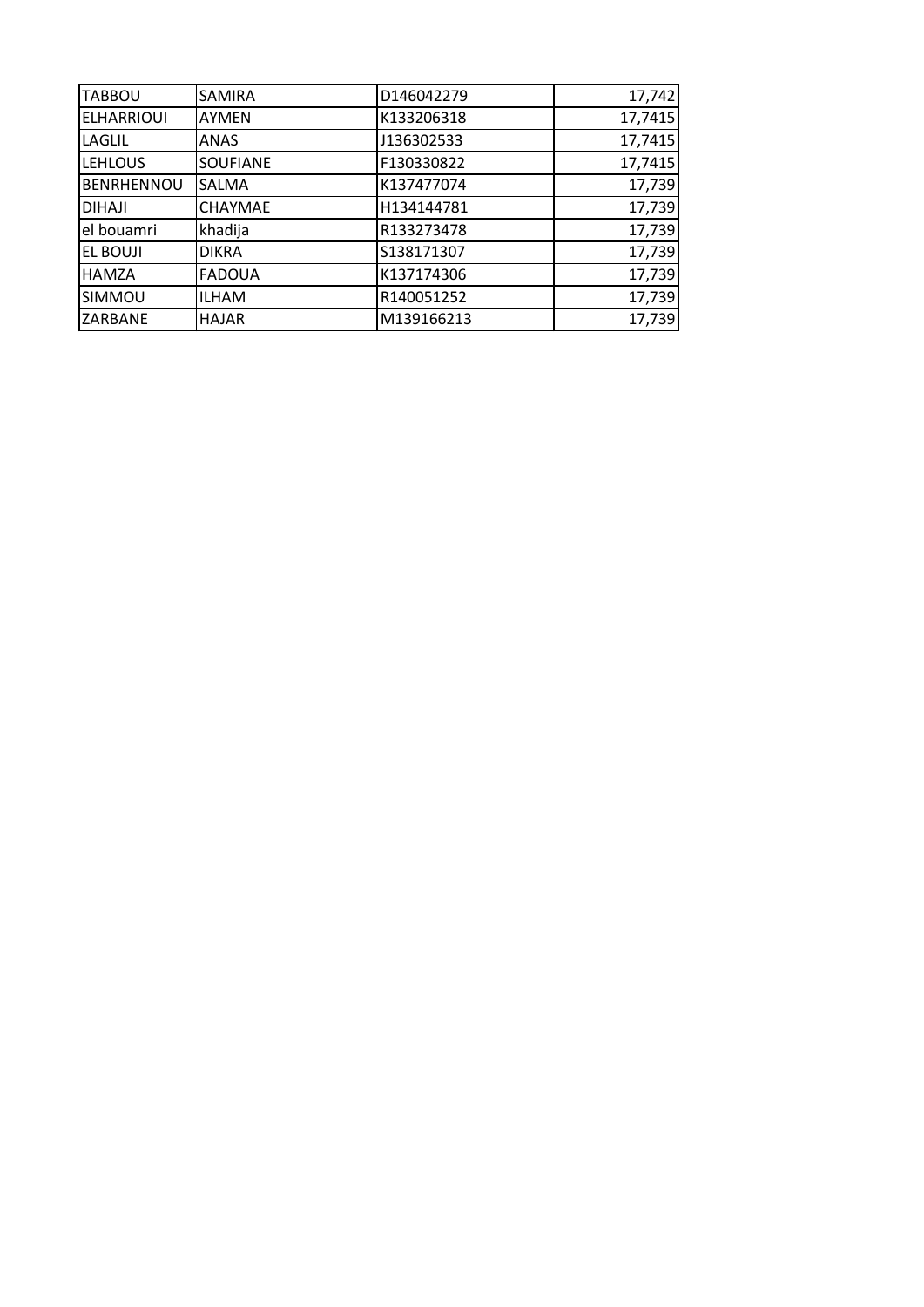| | | | |
|---|---|---|---|
| TABBOU | SAMIRA | D146042279 | 17,742 |
| ELHARRIOUI | AYMEN | K133206318 | 17,7415 |
| LAGLIL | ANAS | J136302533 | 17,7415 |
| LEHLOUS | SOUFIANE | F130330822 | 17,7415 |
| BENRHENNOU | SALMA | K137477074 | 17,739 |
| DIHAJI | CHAYMAE | H134144781 | 17,739 |
| el bouamri | khadija | R133273478 | 17,739 |
| EL BOUJI | DIKRA | S138171307 | 17,739 |
| HAMZA | FADOUA | K137174306 | 17,739 |
| SIMMOU | ILHAM | R140051252 | 17,739 |
| ZARBANE | HAJAR | M139166213 | 17,739 |